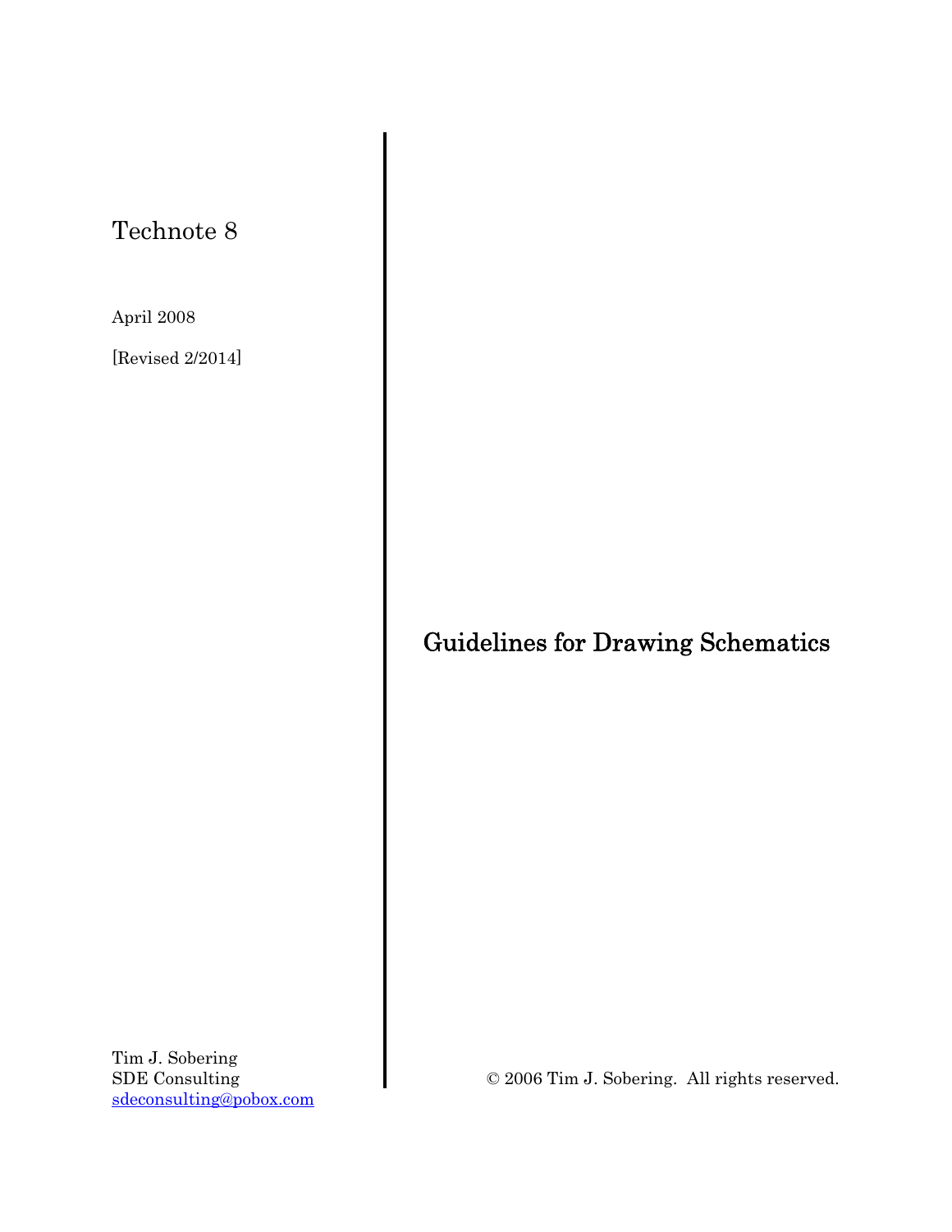Technote 8

April 2008

[Revised 2/2014]

# Guidelines for Drawing Schematics

Tim J. Sobering
SDE Consulting
sdeconsulting@pobox.com

© 2006 Tim J. Sobering. All rights reserved.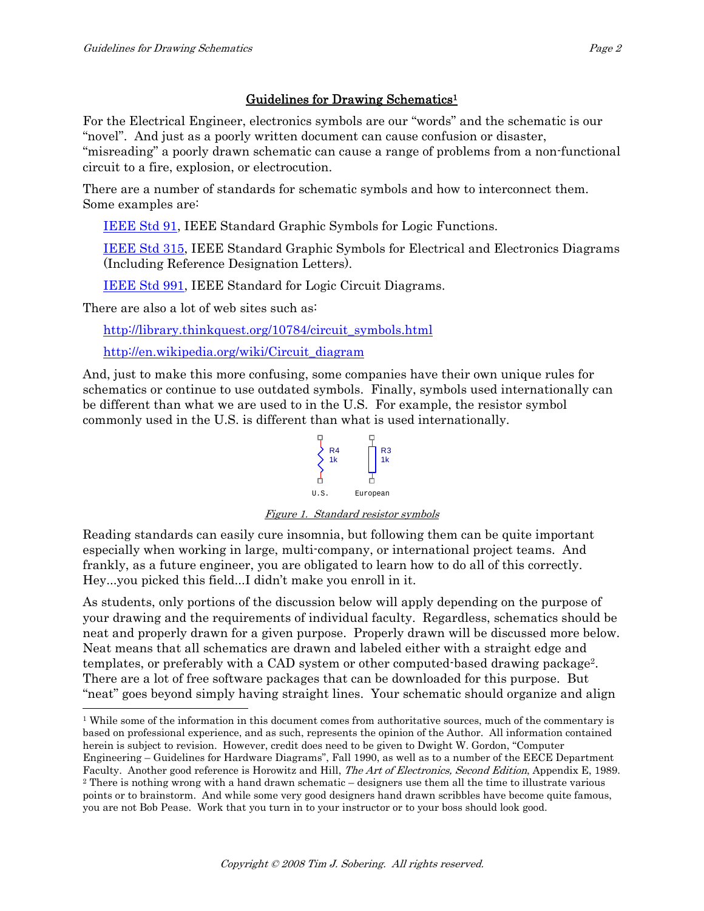## Guidelines for Drawing Schematics[1]

For the Electrical Engineer, electronics symbols are our "words" and the schematic is our "novel". And just as a poorly written document can cause confusion or disaster, "misreading" a poorly drawn schematic can cause a range of problems from a non-functional circuit to a fire, explosion, or electrocution.

There are a number of standards for schematic symbols and how to interconnect them. Some examples are:

IEEE Std 91, IEEE Standard Graphic Symbols for Logic Functions.

IEEE Std 315, IEEE Standard Graphic Symbols for Electrical and Electronics Diagrams (Including Reference Designation Letters).

IEEE Std 991, IEEE Standard for Logic Circuit Diagrams.

There are also a lot of web sites such as:

http://library.thinkquest.org/10784/circuit_symbols.html

http://en.wikipedia.org/wiki/Circuit_diagram

And, just to make this more confusing, some companies have their own unique rules for schematics or continue to use outdated symbols. Finally, symbols used internationally can be different than what we are used to in the U.S. For example, the resistor symbol commonly used in the U.S. is different than what is used internationally.

R4 1k — U.S. R3 1k — European

*Figure 1. Standard resistor symbols*

Reading standards can easily cure insomnia, but following them can be quite important especially when working in large, multi-company, or international project teams. And frankly, as a future engineer, you are obligated to learn how to do all of this correctly. Hey...you picked this field...I didn't make you enroll in it.

As students, only portions of the discussion below will apply depending on the purpose of your drawing and the requirements of individual faculty. Regardless, schematics should be neat and properly drawn for a given purpose. Properly drawn will be discussed more below. Neat means that all schematics are drawn and labeled either with a straight edge and templates, or preferably with a CAD system or other computed-based drawing package[2]. There are a lot of free software packages that can be downloaded for this purpose. But "neat" goes beyond simply having straight lines. Your schematic should organize and align

---

[1] While some of the information in this document comes from authoritative sources, much of the commentary is based on professional experience, and as such, represents the opinion of the Author. All information contained herein is subject to revision. However, credit does need to be given to Dwight W. Gordon, "Computer Engineering – Guidelines for Hardware Diagrams", Fall 1990, as well as to a number of the EECE Department Faculty. Another good reference is Horowitz and Hill, *The Art of Electronics, Second Edition*, Appendix E, 1989.

[2] There is nothing wrong with a hand drawn schematic – designers use them all the time to illustrate various points or to brainstorm. And while some very good designers hand drawn scribbles have become quite famous, you are not Bob Pease. Work that you turn in to your instructor or to your boss should look good.

Copyright © 2008 Tim J. Sobering. All rights reserved.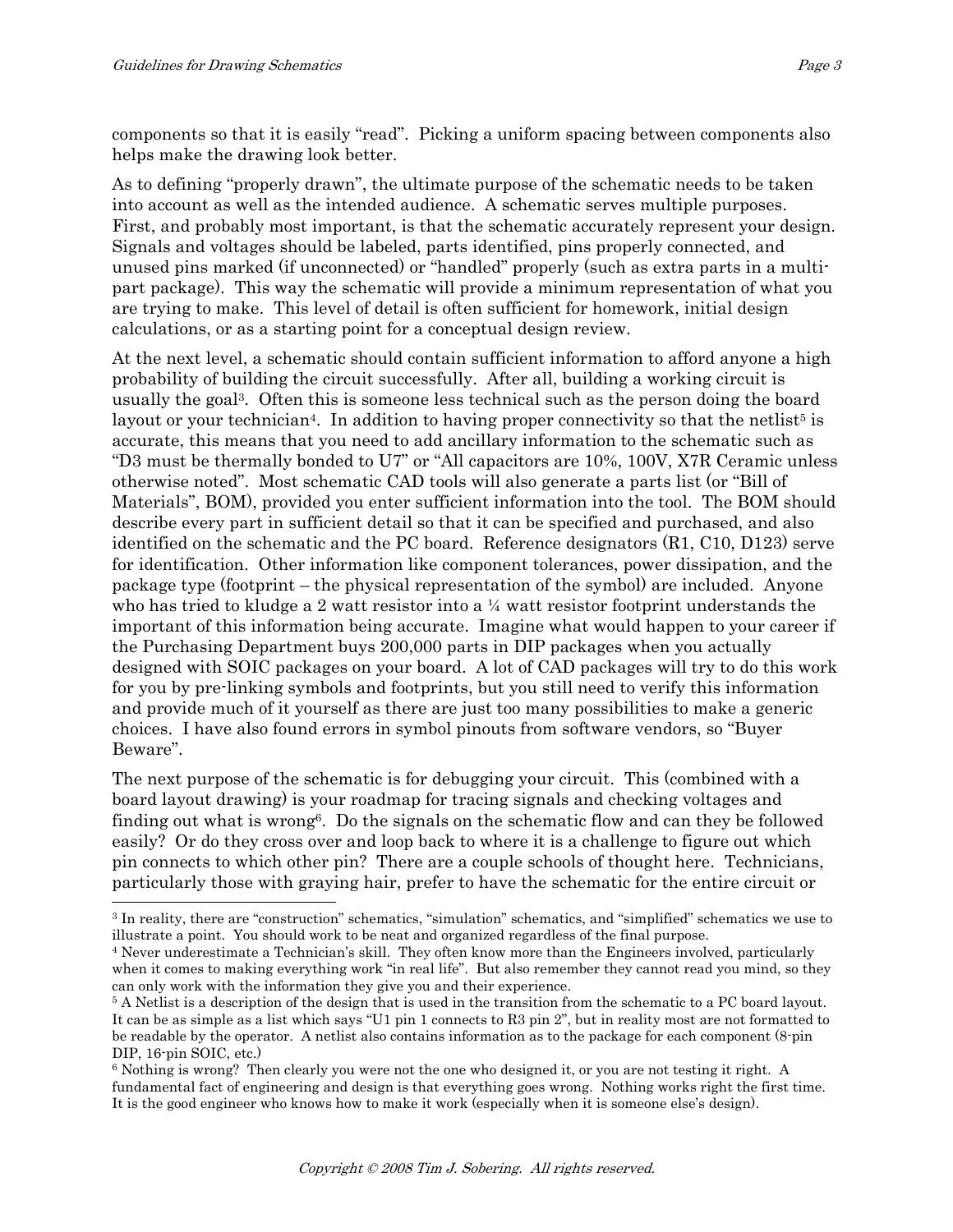components so that it is easily "read". Picking a uniform spacing between components also helps make the drawing look better.

As to defining "properly drawn", the ultimate purpose of the schematic needs to be taken into account as well as the intended audience. A schematic serves multiple purposes. First, and probably most important, is that the schematic accurately represent your design. Signals and voltages should be labeled, parts identified, pins properly connected, and unused pins marked (if unconnected) or "handled" properly (such as extra parts in a multi-part package). This way the schematic will provide a minimum representation of what you are trying to make. This level of detail is often sufficient for homework, initial design calculations, or as a starting point for a conceptual design review.

At the next level, a schematic should contain sufficient information to afford anyone a high probability of building the circuit successfully. After all, building a working circuit is usually the goal[3]. Often this is someone less technical such as the person doing the board layout or your technician[4]. In addition to having proper connectivity so that the netlist[5] is accurate, this means that you need to add ancillary information to the schematic such as "D3 must be thermally bonded to U7" or "All capacitors are 10%, 100V, X7R Ceramic unless otherwise noted". Most schematic CAD tools will also generate a parts list (or "Bill of Materials", BOM), provided you enter sufficient information into the tool. The BOM should describe every part in sufficient detail so that it can be specified and purchased, and also identified on the schematic and the PC board. Reference designators (R1, C10, D123) serve for identification. Other information like component tolerances, power dissipation, and the package type (footprint – the physical representation of the symbol) are included. Anyone who has tried to kludge a 2 watt resistor into a ¼ watt resistor footprint understands the important of this information being accurate. Imagine what would happen to your career if the Purchasing Department buys 200,000 parts in DIP packages when you actually designed with SOIC packages on your board. A lot of CAD packages will try to do this work for you by pre-linking symbols and footprints, but you still need to verify this information and provide much of it yourself as there are just too many possibilities to make a generic choices. I have also found errors in symbol pinouts from software vendors, so "Buyer Beware".

The next purpose of the schematic is for debugging your circuit. This (combined with a board layout drawing) is your roadmap for tracing signals and checking voltages and finding out what is wrong[6]. Do the signals on the schematic flow and can they be followed easily? Or do they cross over and loop back to where it is a challenge to figure out which pin connects to which other pin? There are a couple schools of thought here. Technicians, particularly those with graying hair, prefer to have the schematic for the entire circuit or

---

[3] In reality, there are "construction" schematics, "simulation" schematics, and "simplified" schematics we use to illustrate a point. You should work to be neat and organized regardless of the final purpose.

[4] Never underestimate a Technician's skill. They often know more than the Engineers involved, particularly when it comes to making everything work "in real life". But also remember they cannot read you mind, so they can only work with the information they give you and their experience.

[5] A Netlist is a description of the design that is used in the transition from the schematic to a PC board layout. It can be as simple as a list which says "U1 pin 1 connects to R3 pin 2", but in reality most are not formatted to be readable by the operator. A netlist also contains information as to the package for each component (8-pin DIP, 16-pin SOIC, etc.)

[6] Nothing is wrong? Then clearly you were not the one who designed it, or you are not testing it right. A fundamental fact of engineering and design is that everything goes wrong. Nothing works right the first time. It is the good engineer who knows how to make it work (especially when it is someone else's design).

*Copyright © 2008 Tim J. Sobering. All rights reserved.*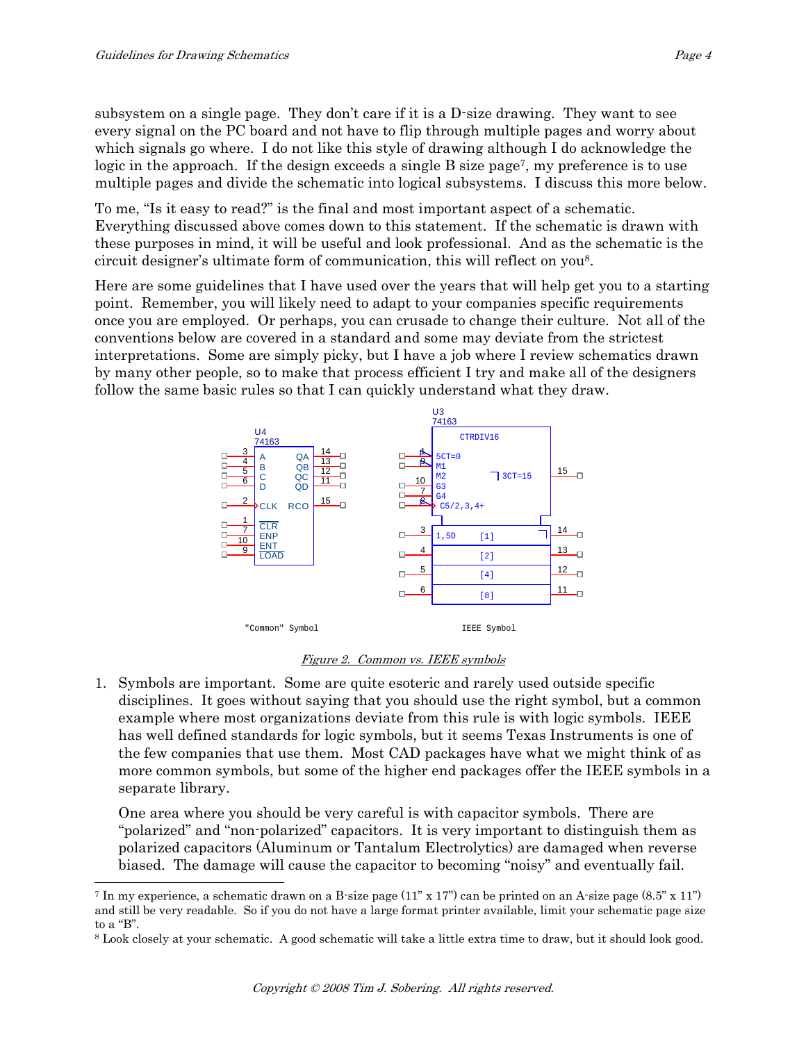subsystem on a single page. They don't care if it is a D-size drawing. They want to see every signal on the PC board and not have to flip through multiple pages and worry about which signals go where. I do not like this style of drawing although I do acknowledge the logic in the approach. If the design exceeds a single B size page[7], my preference is to use multiple pages and divide the schematic into logical subsystems. I discuss this more below.

To me, "Is it easy to read?" is the final and most important aspect of a schematic. Everything discussed above comes down to this statement. If the schematic is drawn with these purposes in mind, it will be useful and look professional. And as the schematic is the circuit designer's ultimate form of communication, this will reflect on you[8].

Here are some guidelines that I have used over the years that will help get you to a starting point. Remember, you will likely need to adapt to your companies specific requirements once you are employed. Or perhaps, you can crusade to change their culture. Not all of the conventions below are covered in a standard and some may deviate from the strictest interpretations. Some are simply picky, but I have a job where I review schematics drawn by many other people, so to make that process efficient I try and make all of the designers follow the same basic rules so that I can quickly understand what they draw.

"Common" Symbol IEEE Symbol

*Figure 2. Common vs. IEEE symbols*

1. Symbols are important. Some are quite esoteric and rarely used outside specific disciplines. It goes without saying that you should use the right symbol, but a common example where most organizations deviate from this rule is with logic symbols. IEEE has well defined standards for logic symbols, but it seems Texas Instruments is one of the few companies that use them. Most CAD packages have what we might think of as more common symbols, but some of the higher end packages offer the IEEE symbols in a separate library.

   One area where you should be very careful is with capacitor symbols. There are "polarized" and "non-polarized" capacitors. It is very important to distinguish them as polarized capacitors (Aluminum or Tantalum Electrolytics) are damaged when reverse biased. The damage will cause the capacitor to becoming "noisy" and eventually fail.

---

[7] In my experience, a schematic drawn on a B-size page (11" x 17") can be printed on an A-size page (8.5" x 11") and still be very readable. So if you do not have a large format printer available, limit your schematic page size to a "B".

[8] Look closely at your schematic. A good schematic will take a little extra time to draw, but it should look good.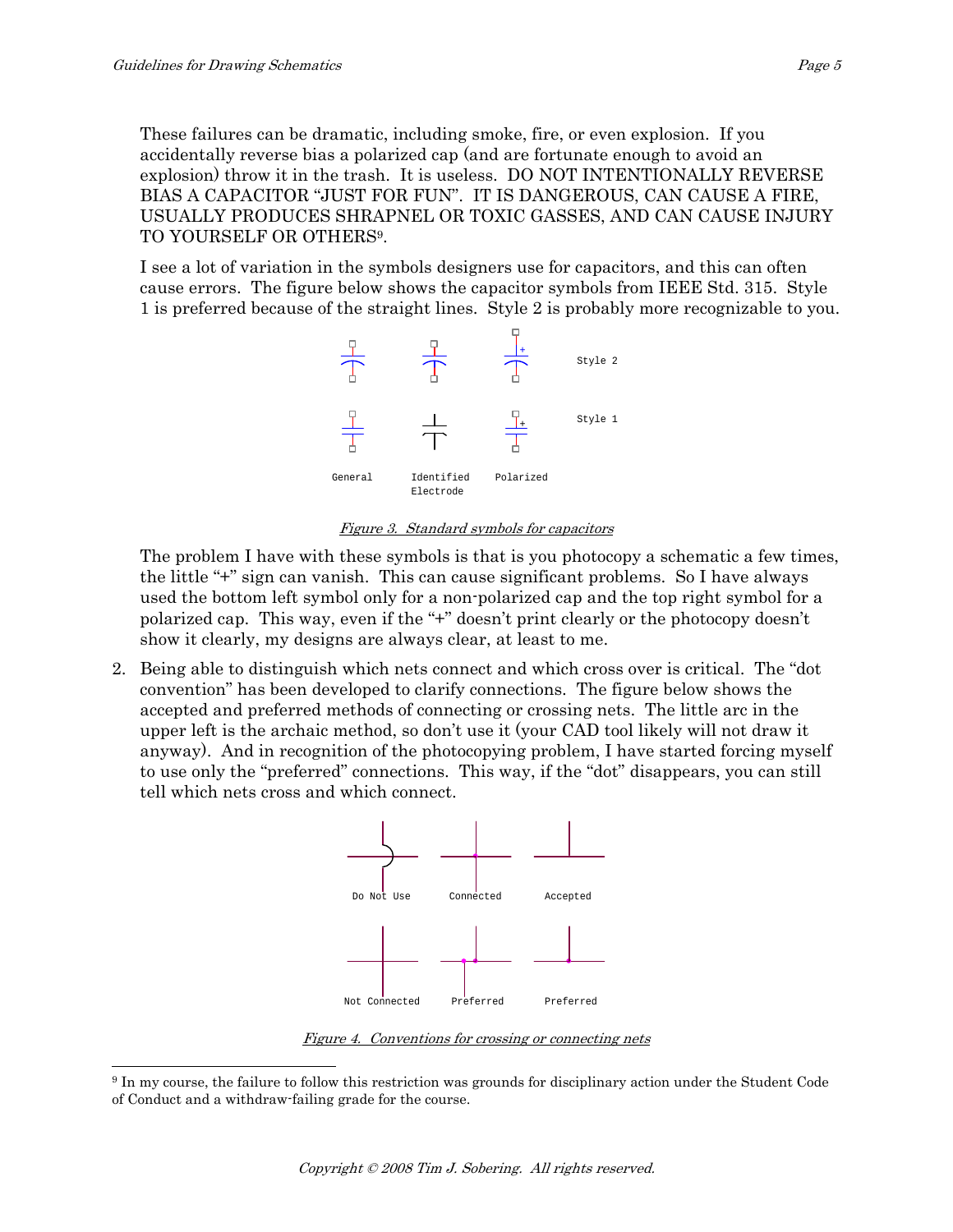These failures can be dramatic, including smoke, fire, or even explosion. If you accidentally reverse bias a polarized cap (and are fortunate enough to avoid an explosion) throw it in the trash. It is useless. DO NOT INTENTIONALLY REVERSE BIAS A CAPACITOR "JUST FOR FUN". IT IS DANGEROUS, CAN CAUSE A FIRE, USUALLY PRODUCES SHRAPNEL OR TOXIC GASSES, AND CAN CAUSE INJURY TO YOURSELF OR OTHERS[9].

I see a lot of variation in the symbols designers use for capacitors, and this can often cause errors. The figure below shows the capacitor symbols from IEEE Std. 315. Style 1 is preferred because of the straight lines. Style 2 is probably more recognizable to you.

Style 2

Style 1

General Identified Electrode Polarized

*Figure 3. Standard symbols for capacitors*

The problem I have with these symbols is that is you photocopy a schematic a few times, the little "+" sign can vanish. This can cause significant problems. So I have always used the bottom left symbol only for a non-polarized cap and the top right symbol for a polarized cap. This way, even if the "+" doesn't print clearly or the photocopy doesn't show it clearly, my designs are always clear, at least to me.

2. Being able to distinguish which nets connect and which cross over is critical. The "dot convention" has been developed to clarify connections. The figure below shows the accepted and preferred methods of connecting or crossing nets. The little arc in the upper left is the archaic method, so don't use it (your CAD tool likely will not draw it anyway). And in recognition of the photocopying problem, I have started forcing myself to use only the "preferred" connections. This way, if the "dot" disappears, you can still tell which nets cross and which connect.

Do Not Use Connected Accepted

Not Connected Preferred Preferred

*Figure 4. Conventions for crossing or connecting nets*

[9] In my course, the failure to follow this restriction was grounds for disciplinary action under the Student Code of Conduct and a withdraw-failing grade for the course.

Copyright © 2008 Tim J. Sobering. All rights reserved.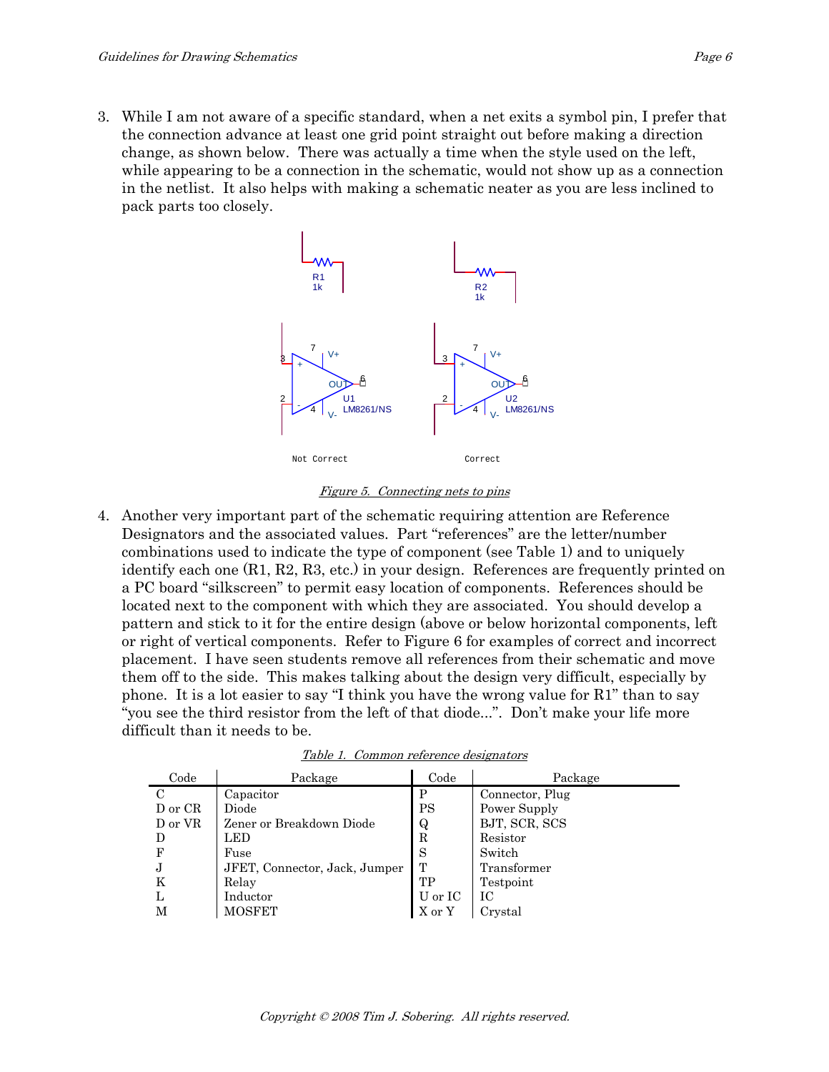3. While I am not aware of a specific standard, when a net exits a symbol pin, I prefer that the connection advance at least one grid point straight out before making a direction change, as shown below. There was actually a time when the style used on the left, while appearing to be a connection in the schematic, would not show up as a connection in the netlist. It also helps with making a schematic neater as you are less inclined to pack parts too closely.

*Figure 5. Connecting nets to pins*

4. Another very important part of the schematic requiring attention are Reference Designators and the associated values. Part "references" are the letter/number combinations used to indicate the type of component (see Table 1) and to uniquely identify each one (R1, R2, R3, etc.) in your design. References are frequently printed on a PC board "silkscreen" to permit easy location of components. References should be located next to the component with which they are associated. You should develop a pattern and stick to it for the entire design (above or below horizontal components, left or right of vertical components. Refer to Figure 6 for examples of correct and incorrect placement. I have seen students remove all references from their schematic and move them off to the side. This makes talking about the design very difficult, especially by phone. It is a lot easier to say "I think you have the wrong value for R1" than to say "you see the third resistor from the left of that diode...". Don't make your life more difficult than it needs to be.

*Table 1. Common reference designators*

| Code | Package | Code | Package |
|---|---|---|---|
| C | Capacitor | P | Connector, Plug |
| D or CR | Diode | PS | Power Supply |
| D or VR | Zener or Breakdown Diode | Q | BJT, SCR, SCS |
| D | LED | R | Resistor |
| F | Fuse | S | Switch |
| J | JFET, Connector, Jack, Jumper | T | Transformer |
| K | Relay | TP | Testpoint |
| L | Inductor | U or IC | IC |
| M | MOSFET | X or Y | Crystal |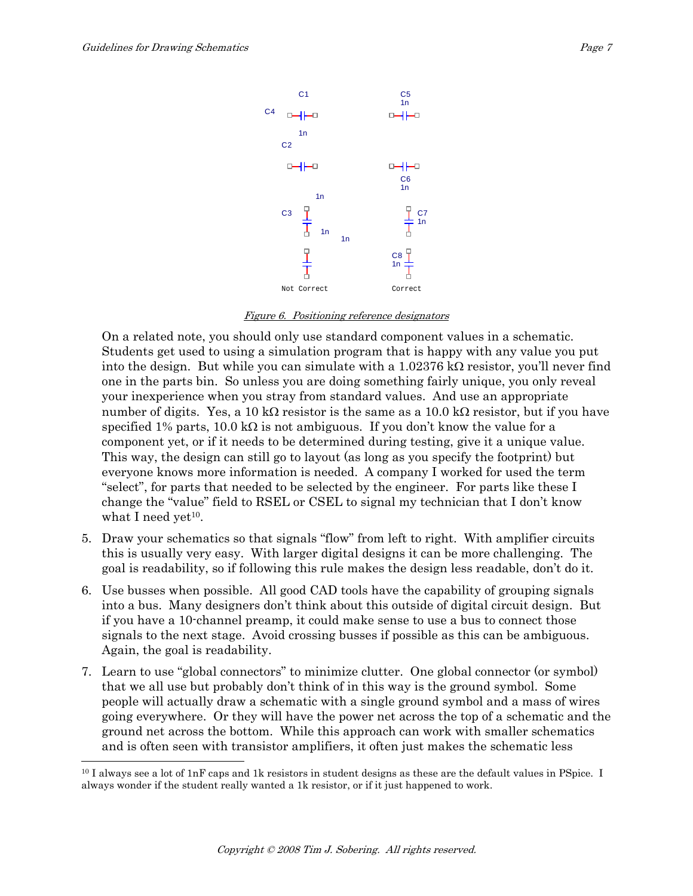C1 C5
C4 1n
1n
C2
C6
1n
1n
C3 C7
1n 1n
1n
C8
1n
Not Correct Correct

*Figure 6. Positioning reference designators*

On a related note, you should only use standard component values in a schematic. Students get used to using a simulation program that is happy with any value you put into the design. But while you can simulate with a 1.02376 kΩ resistor, you'll never find one in the parts bin. So unless you are doing something fairly unique, you only reveal your inexperience when you stray from standard values. And use an appropriate number of digits. Yes, a 10 kΩ resistor is the same as a 10.0 kΩ resistor, but if you have specified 1% parts, 10.0 kΩ is not ambiguous. If you don't know the value for a component yet, or if it needs to be determined during testing, give it a unique value. This way, the design can still go to layout (as long as you specify the footprint) but everyone knows more information is needed. A company I worked for used the term "select", for parts that needed to be selected by the engineer. For parts like these I change the "value" field to RSEL or CSEL to signal my technician that I don't know what I need yet[10].

5. Draw your schematics so that signals "flow" from left to right. With amplifier circuits this is usually very easy. With larger digital designs it can be more challenging. The goal is readability, so if following this rule makes the design less readable, don't do it.

6. Use busses when possible. All good CAD tools have the capability of grouping signals into a bus. Many designers don't think about this outside of digital circuit design. But if you have a 10-channel preamp, it could make sense to use a bus to connect those signals to the next stage. Avoid crossing busses if possible as this can be ambiguous. Again, the goal is readability.

7. Learn to use "global connectors" to minimize clutter. One global connector (or symbol) that we all use but probably don't think of in this way is the ground symbol. Some people will actually draw a schematic with a single ground symbol and a mass of wires going everywhere. Or they will have the power net across the top of a schematic and the ground net across the bottom. While this approach can work with smaller schematics and is often seen with transistor amplifiers, it often just makes the schematic less

[10] I always see a lot of 1nF caps and 1k resistors in student designs as these are the default values in PSpice. I always wonder if the student really wanted a 1k resistor, or if it just happened to work.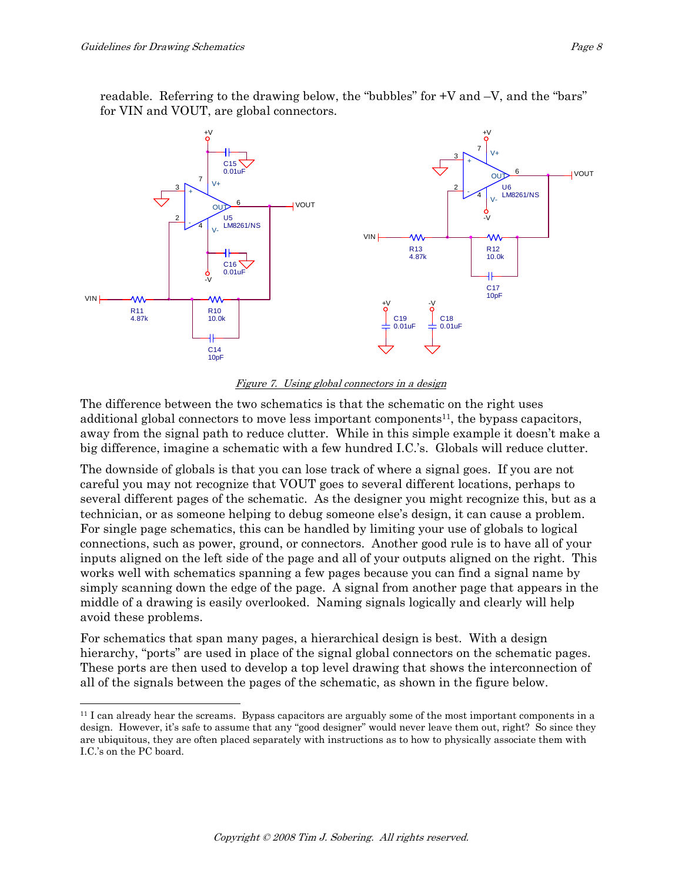readable. Referring to the drawing below, the "bubbles" for +V and –V, and the "bars" for VIN and VOUT, are global connectors.

*Figure 7. Using global connectors in a design*

The difference between the two schematics is that the schematic on the right uses additional global connectors to move less important components[11], the bypass capacitors, away from the signal path to reduce clutter. While in this simple example it doesn't make a big difference, imagine a schematic with a few hundred I.C.'s. Globals will reduce clutter.

The downside of globals is that you can lose track of where a signal goes. If you are not careful you may not recognize that VOUT goes to several different locations, perhaps to several different pages of the schematic. As the designer you might recognize this, but as a technician, or as someone helping to debug someone else's design, it can cause a problem. For single page schematics, this can be handled by limiting your use of globals to logical connections, such as power, ground, or connectors. Another good rule is to have all of your inputs aligned on the left side of the page and all of your outputs aligned on the right. This works well with schematics spanning a few pages because you can find a signal name by simply scanning down the edge of the page. A signal from another page that appears in the middle of a drawing is easily overlooked. Naming signals logically and clearly will help avoid these problems.

For schematics that span many pages, a hierarchical design is best. With a design hierarchy, "ports" are used in place of the signal global connectors on the schematic pages. These ports are then used to develop a top level drawing that shows the interconnection of all of the signals between the pages of the schematic, as shown in the figure below.

---

[11] I can already hear the screams. Bypass capacitors are arguably some of the most important components in a design. However, it's safe to assume that any "good designer" would never leave them out, right? So since they are ubiquitous, they are often placed separately with instructions as to how to physically associate them with I.C.'s on the PC board.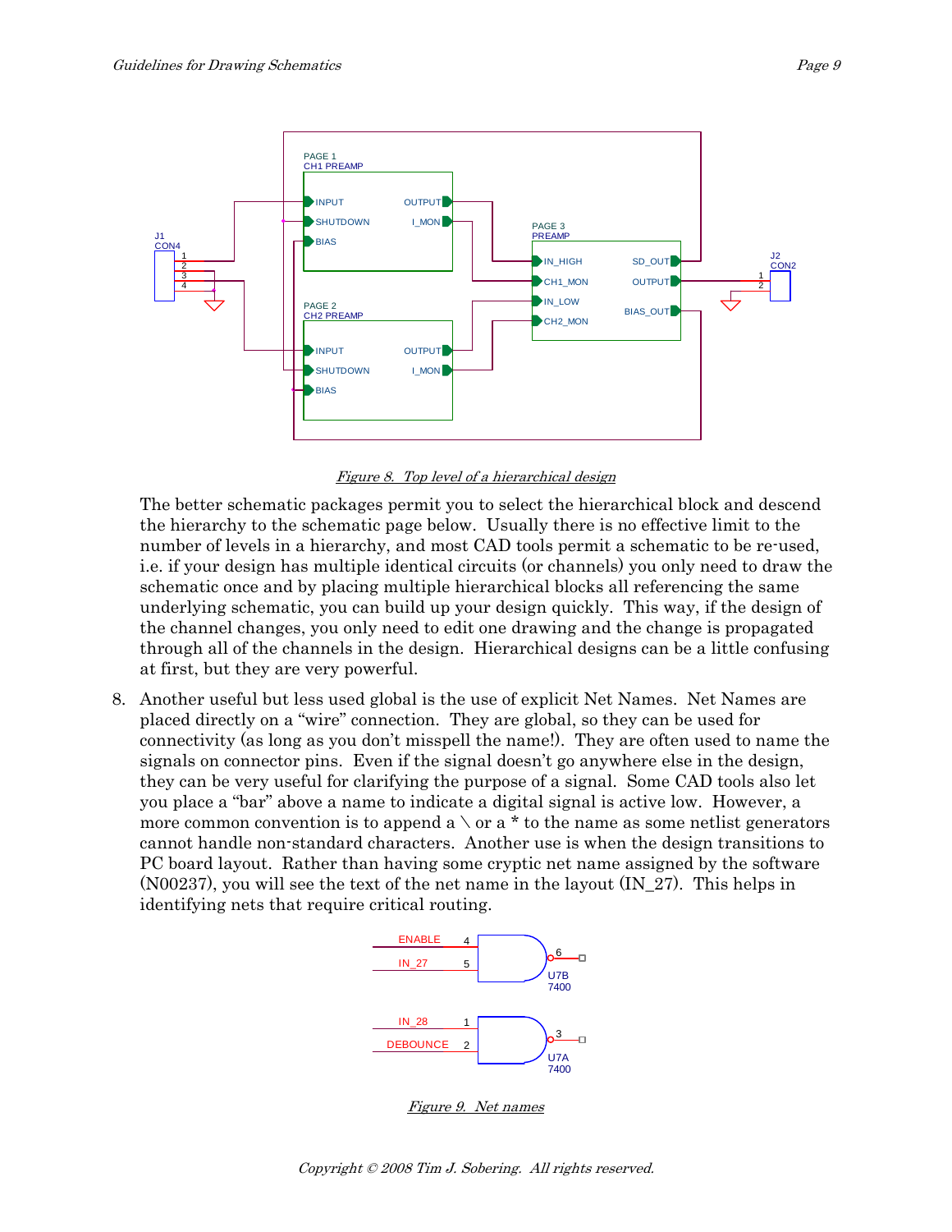*Figure 8. Top level of a hierarchical design*

The better schematic packages permit you to select the hierarchical block and descend the hierarchy to the schematic page below. Usually there is no effective limit to the number of levels in a hierarchy, and most CAD tools permit a schematic to be re-used, i.e. if your design has multiple identical circuits (or channels) you only need to draw the schematic once and by placing multiple hierarchical blocks all referencing the same underlying schematic, you can build up your design quickly. This way, if the design of the channel changes, you only need to edit one drawing and the change is propagated through all of the channels in the design. Hierarchical designs can be a little confusing at first, but they are very powerful.

8. Another useful but less used global is the use of explicit Net Names. Net Names are placed directly on a "wire" connection. They are global, so they can be used for connectivity (as long as you don't misspell the name!). They are often used to name the signals on connector pins. Even if the signal doesn't go anywhere else in the design, they can be very useful for clarifying the purpose of a signal. Some CAD tools also let you place a "bar" above a name to indicate a digital signal is active low. However, a more common convention is to append a \ or a * to the name as some netlist generators cannot handle non-standard characters. Another use is when the design transitions to PC board layout. Rather than having some cryptic net name assigned by the software (N00237), you will see the text of the net name in the layout (IN_27). This helps in identifying nets that require critical routing.

*Figure 9. Net names*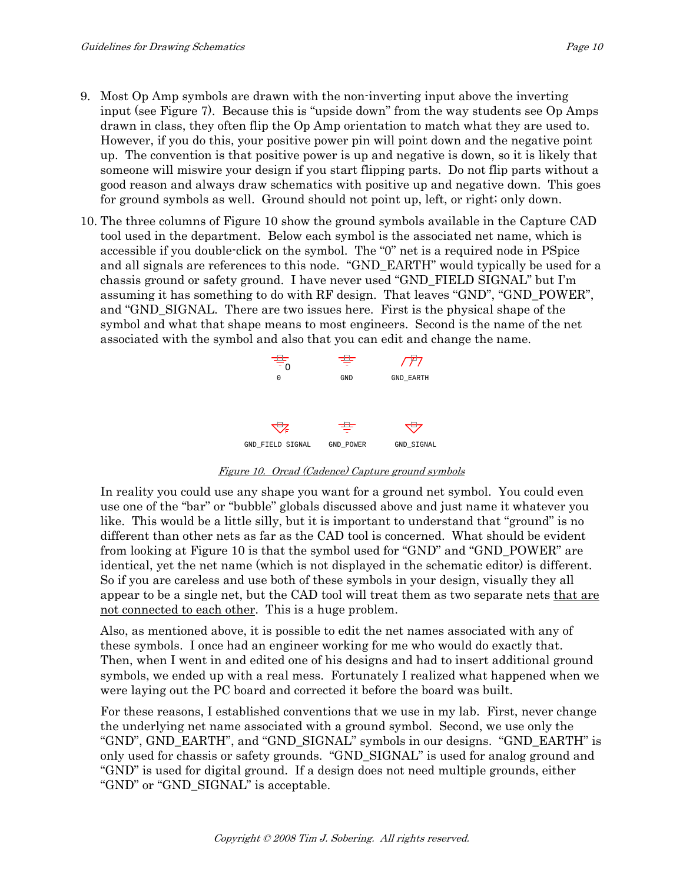9. Most Op Amp symbols are drawn with the non-inverting input above the inverting input (see Figure 7). Because this is "upside down" from the way students see Op Amps drawn in class, they often flip the Op Amp orientation to match what they are used to. However, if you do this, your positive power pin will point down and the negative point up. The convention is that positive power is up and negative is down, so it is likely that someone will miswire your design if you start flipping parts. Do not flip parts without a good reason and always draw schematics with positive up and negative down. This goes for ground symbols as well. Ground should not point up, left, or right; only down.

10. The three columns of Figure 10 show the ground symbols available in the Capture CAD tool used in the department. Below each symbol is the associated net name, which is accessible if you double-click on the symbol. The "0" net is a required node in PSpice and all signals are references to this node. "GND_EARTH" would typically be used for a chassis ground or safety ground. I have never used "GND_FIELD SIGNAL" but I'm assuming it has something to do with RF design. That leaves "GND", "GND_POWER", and "GND_SIGNAL. There are two issues here. First is the physical shape of the symbol and what that shape means to most engineers. Second is the name of the net associated with the symbol and also that you can edit and change the name.

    0 GND GND_EARTH

    GND_FIELD SIGNAL GND_POWER GND_SIGNAL

    *Figure 10. Orcad (Cadence) Capture ground symbols*

    In reality you could use any shape you want for a ground net symbol. You could even use one of the "bar" or "bubble" globals discussed above and just name it whatever you like. This would be a little silly, but it is important to understand that "ground" is no different than other nets as far as the CAD tool is concerned. What should be evident from looking at Figure 10 is that the symbol used for "GND" and "GND_POWER" are identical, yet the net name (which is not displayed in the schematic editor) is different. So if you are careless and use both of these symbols in your design, visually they all appear to be a single net, but the CAD tool will treat them as two separate nets <u>that are not connected to each other</u>. This is a huge problem.

    Also, as mentioned above, it is possible to edit the net names associated with any of these symbols. I once had an engineer working for me who would do exactly that. Then, when I went in and edited one of his designs and had to insert additional ground symbols, we ended up with a real mess. Fortunately I realized what happened when we were laying out the PC board and corrected it before the board was built.

    For these reasons, I established conventions that we use in my lab. First, never change the underlying net name associated with a ground symbol. Second, we use only the "GND", GND_EARTH", and "GND_SIGNAL" symbols in our designs. "GND_EARTH" is only used for chassis or safety grounds. "GND_SIGNAL" is used for analog ground and "GND" is used for digital ground. If a design does not need multiple grounds, either "GND" or "GND_SIGNAL" is acceptable.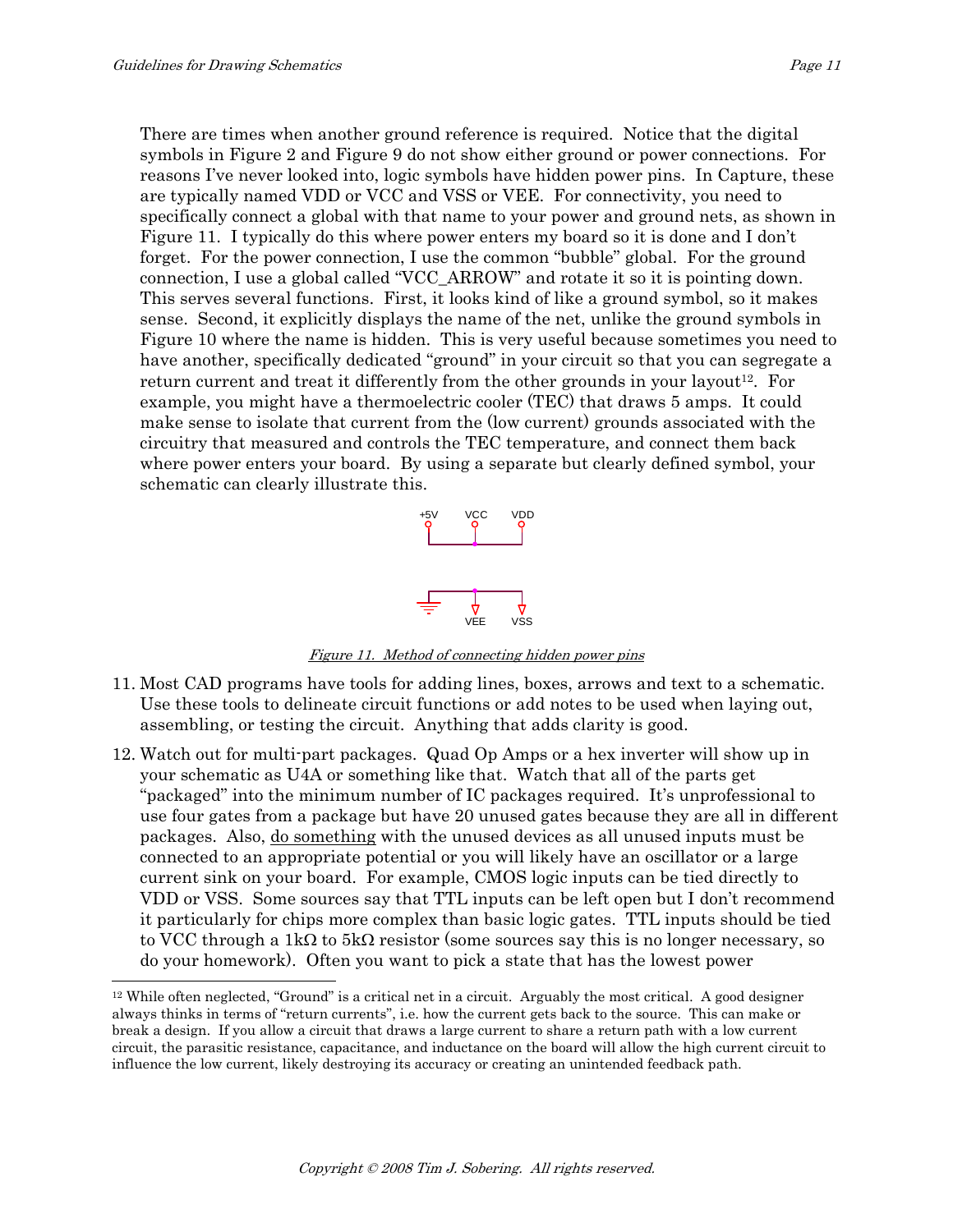There are times when another ground reference is required. Notice that the digital symbols in Figure 2 and Figure 9 do not show either ground or power connections. For reasons I've never looked into, logic symbols have hidden power pins. In Capture, these are typically named VDD or VCC and VSS or VEE. For connectivity, you need to specifically connect a global with that name to your power and ground nets, as shown in Figure 11. I typically do this where power enters my board so it is done and I don't forget. For the power connection, I use the common "bubble" global. For the ground connection, I use a global called "VCC_ARROW" and rotate it so it is pointing down. This serves several functions. First, it looks kind of like a ground symbol, so it makes sense. Second, it explicitly displays the name of the net, unlike the ground symbols in Figure 10 where the name is hidden. This is very useful because sometimes you need to have another, specifically dedicated "ground" in your circuit so that you can segregate a return current and treat it differently from the other grounds in your layout[12]. For example, you might have a thermoelectric cooler (TEC) that draws 5 amps. It could make sense to isolate that current from the (low current) grounds associated with the circuitry that measured and controls the TEC temperature, and connect them back where power enters your board. By using a separate but clearly defined symbol, your schematic can clearly illustrate this.

+5V VCC VDD

VEE VSS

*Figure 11. Method of connecting hidden power pins*

11. Most CAD programs have tools for adding lines, boxes, arrows and text to a schematic. Use these tools to delineate circuit functions or add notes to be used when laying out, assembling, or testing the circuit. Anything that adds clarity is good.

12. Watch out for multi-part packages. Quad Op Amps or a hex inverter will show up in your schematic as U4A or something like that. Watch that all of the parts get "packaged" into the minimum number of IC packages required. It's unprofessional to use four gates from a package but have 20 unused gates because they are all in different packages. Also, do something with the unused devices as all unused inputs must be connected to an appropriate potential or you will likely have an oscillator or a large current sink on your board. For example, CMOS logic inputs can be tied directly to VDD or VSS. Some sources say that TTL inputs can be left open but I don't recommend it particularly for chips more complex than basic logic gates. TTL inputs should be tied to VCC through a 1kΩ to 5kΩ resistor (some sources say this is no longer necessary, so do your homework). Often you want to pick a state that has the lowest power

[12] While often neglected, "Ground" is a critical net in a circuit. Arguably the most critical. A good designer always thinks in terms of "return currents", i.e. how the current gets back to the source. This can make or break a design. If you allow a circuit that draws a large current to share a return path with a low current circuit, the parasitic resistance, capacitance, and inductance on the board will allow the high current circuit to influence the low current, likely destroying its accuracy or creating an unintended feedback path.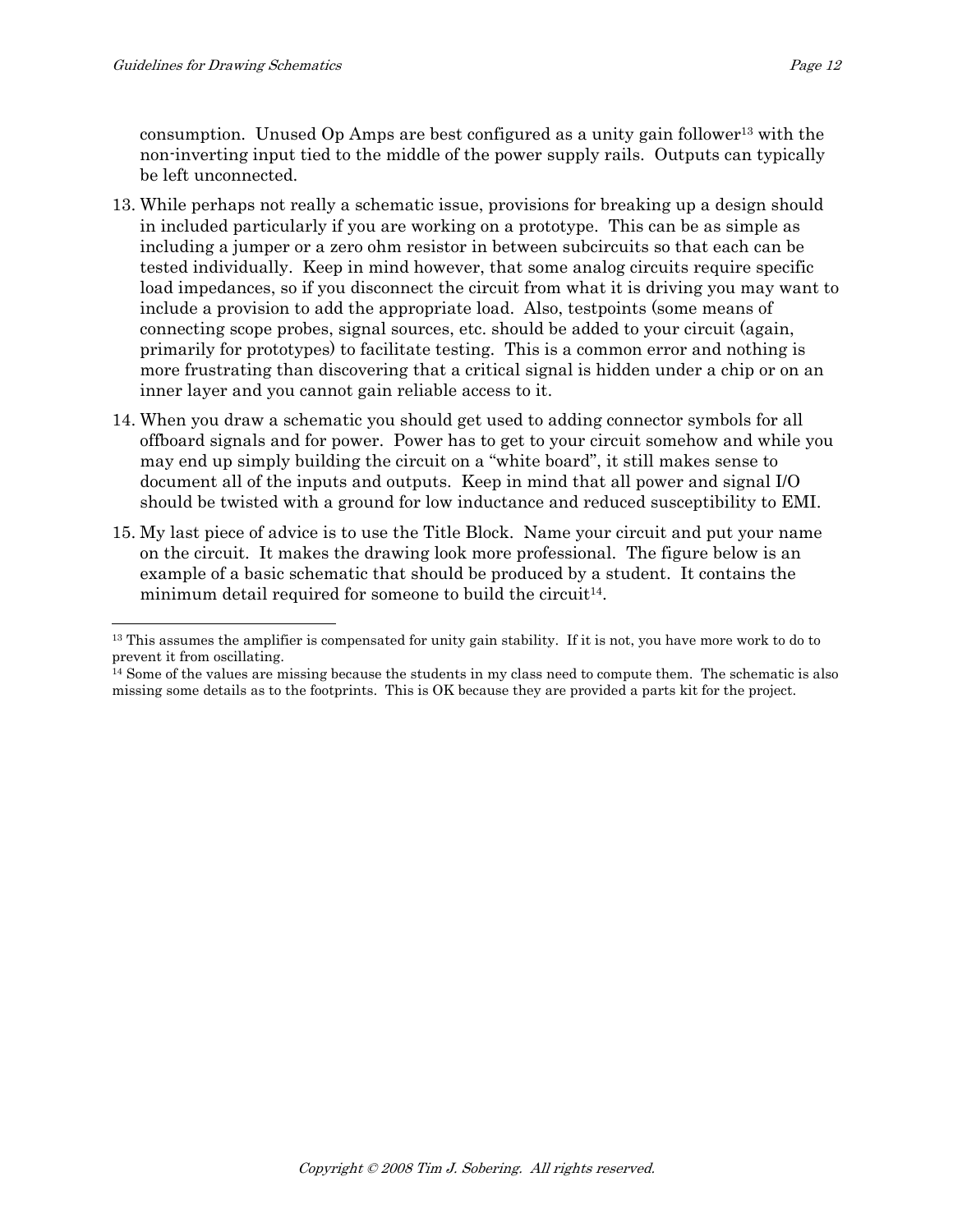consumption. Unused Op Amps are best configured as a unity gain follower[13] with the non-inverting input tied to the middle of the power supply rails. Outputs can typically be left unconnected.

13. While perhaps not really a schematic issue, provisions for breaking up a design should in included particularly if you are working on a prototype. This can be as simple as including a jumper or a zero ohm resistor in between subcircuits so that each can be tested individually. Keep in mind however, that some analog circuits require specific load impedances, so if you disconnect the circuit from what it is driving you may want to include a provision to add the appropriate load. Also, testpoints (some means of connecting scope probes, signal sources, etc. should be added to your circuit (again, primarily for prototypes) to facilitate testing. This is a common error and nothing is more frustrating than discovering that a critical signal is hidden under a chip or on an inner layer and you cannot gain reliable access to it.

14. When you draw a schematic you should get used to adding connector symbols for all offboard signals and for power. Power has to get to your circuit somehow and while you may end up simply building the circuit on a "white board", it still makes sense to document all of the inputs and outputs. Keep in mind that all power and signal I/O should be twisted with a ground for low inductance and reduced susceptibility to EMI.

15. My last piece of advice is to use the Title Block. Name your circuit and put your name on the circuit. It makes the drawing look more professional. The figure below is an example of a basic schematic that should be produced by a student. It contains the minimum detail required for someone to build the circuit[14].

---

[13] This assumes the amplifier is compensated for unity gain stability. If it is not, you have more work to do to prevent it from oscillating.

[14] Some of the values are missing because the students in my class need to compute them. The schematic is also missing some details as to the footprints. This is OK because they are provided a parts kit for the project.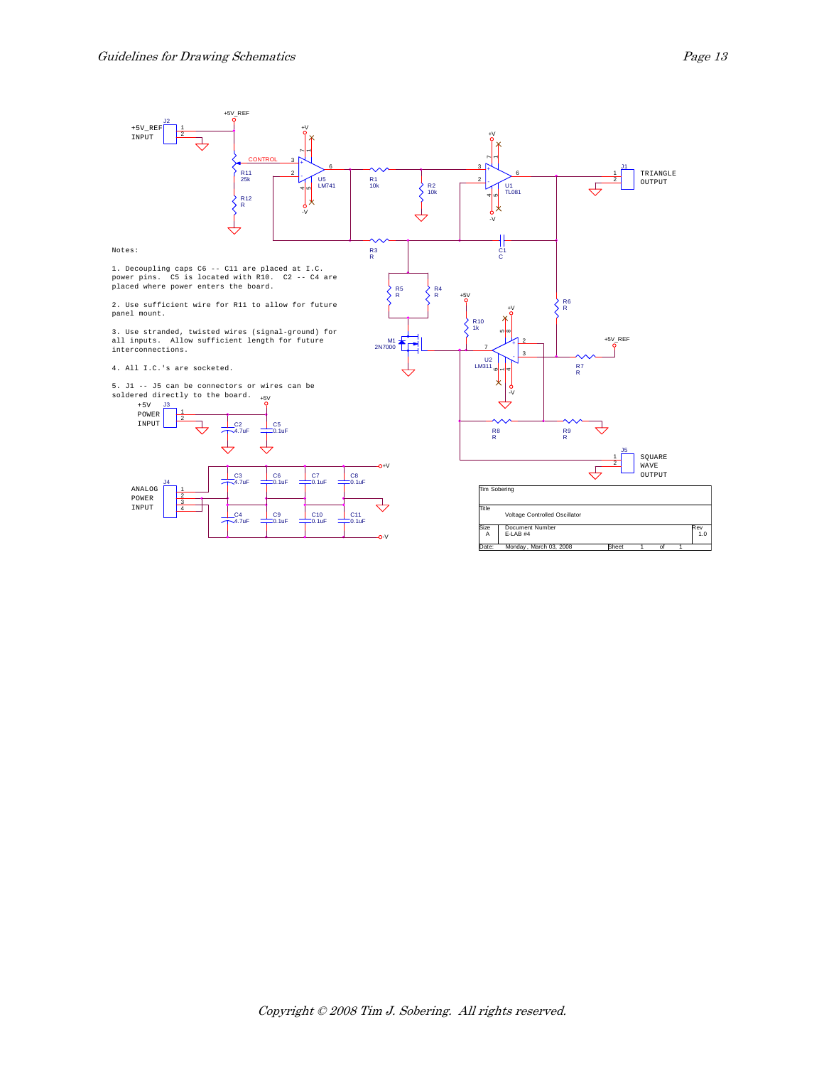Notes:

1. Decoupling caps C6 -- C11 are placed at I.C. power pins. C5 is located with R10. C2 -- C4 are placed where power enters the board.

2. Use sufficient wire for R11 to allow for future panel mount.

3. Use stranded, twisted wires (signal-ground) for all inputs. Allow sufficient length for future interconnections.

4. All I.C.'s are socketed.

5. J1 -- J5 can be connectors or wires can be soldered directly to the board.

+5V_REF INPUT

J2

+5V_REF

CONTROL

R11 25k

R12 R

+V

-V

U5 LM741

R1 10k

R2 10k

U1 TL081

TRIANGLE OUTPUT

J1

R3 R

C1 C

R5 R

R4 R

R6 R

+5V

R10 1k

M1 2N7000

U2 LM311

+5V_REF

R7 R

R8 R

R9 R

SQUARE WAVE OUTPUT

J5

+5V POWER INPUT

J3

C2 4.7uF

C5 0.1uF

ANALOG POWER INPUT

J4

C3 4.7uF

C6 0.1uF

C7 0.1uF

C8 0.1uF

C4 4.7uF

C9 0.1uF

C10 0.1uF

C11 0.1uF

| | | |
|---|---|---|
| Tim Sobering | | |
| Title: Voltage Controlled Oscillator | | |
| Size: A | Document Number: E-LAB #4 | Rev: 1.0 |
| Date: Monday, March 03, 2008 | Sheet 1 of 1 | |